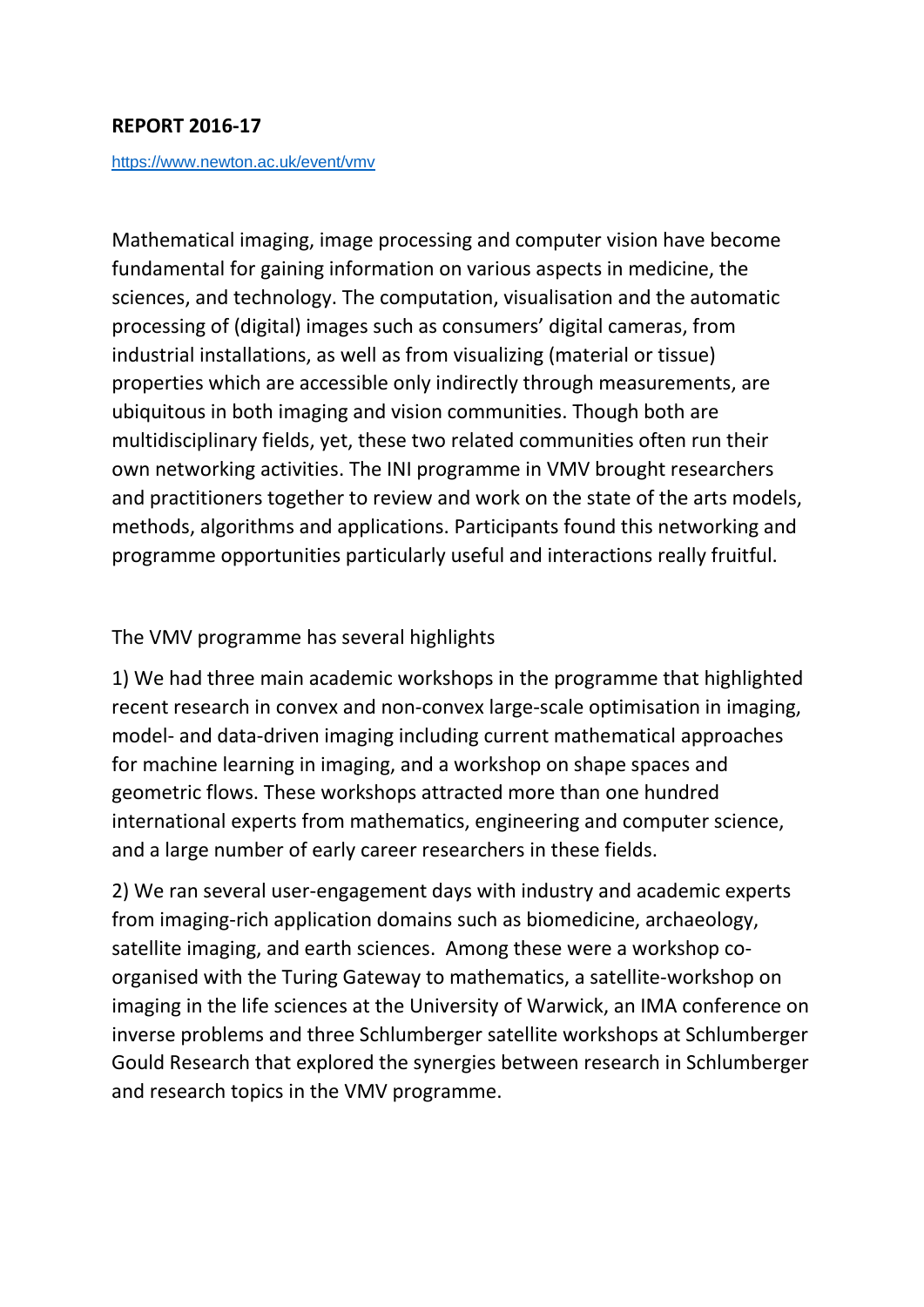**REPORT 2016-17**

https://www.newton.ac.uk/event/vmv

Mathematical imaging, image processing and computer vision have become fundamental for gaining information on various aspects in medicine, the sciences, and technology. The computation, visualisation and the automatic processing of (digital) images such as consumers' digital cameras, from industrial installations, as well as from visualizing (material or tissue) properties which are accessible only indirectly through measurements, are ubiquitous in both imaging and vision communities. Though both are multidisciplinary fields, yet, these two related communities often run their own networking activities. The INI programme in VMV brought researchers and practitioners together to review and work on the state of the arts models, methods, algorithms and applications. Participants found this networking and programme opportunities particularly useful and interactions really fruitful.

The VMV programme has several highlights

1) We had three main academic workshops in the programme that highlighted recent research in convex and non-convex large-scale optimisation in imaging, model- and data-driven imaging including current mathematical approaches for machine learning in imaging, and a workshop on shape spaces and geometric flows. These workshops attracted more than one hundred international experts from mathematics, engineering and computer science, and a large number of early career researchers in these fields.

2) We ran several user-engagement days with industry and academic experts from imaging-rich application domains such as biomedicine, archaeology, satellite imaging, and earth sciences. Among these were a workshop co-organised with the Turing Gateway to mathematics, a satellite-workshop on imaging in the life sciences at the University of Warwick, an IMA conference on inverse problems and three Schlumberger satellite workshops at Schlumberger Gould Research that explored the synergies between research in Schlumberger and research topics in the VMV programme.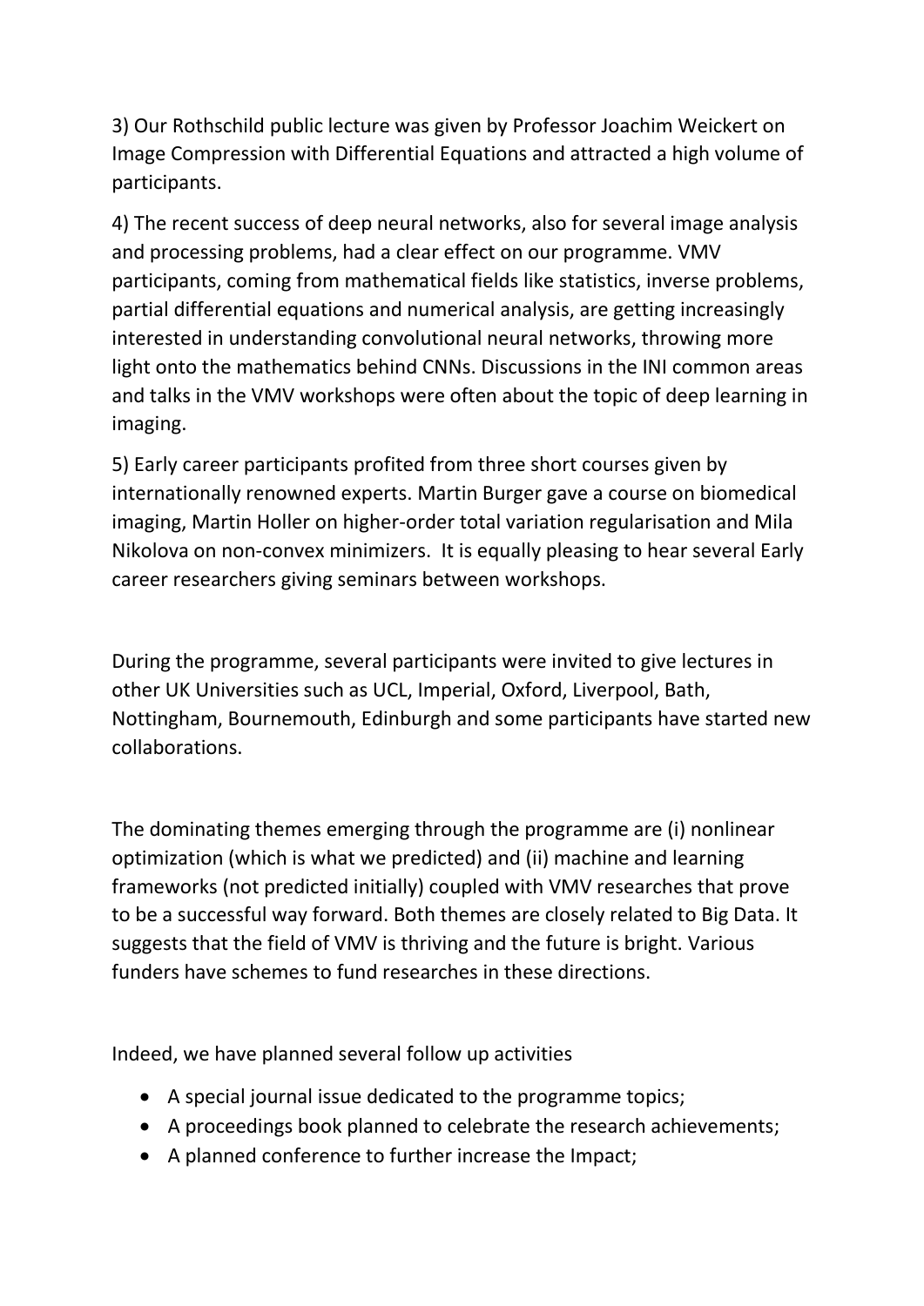3) Our Rothschild public lecture was given by Professor Joachim Weickert on Image Compression with Differential Equations and attracted a high volume of participants.

4) The recent success of deep neural networks, also for several image analysis and processing problems, had a clear effect on our programme. VMV participants, coming from mathematical fields like statistics, inverse problems, partial differential equations and numerical analysis, are getting increasingly interested in understanding convolutional neural networks, throwing more light onto the mathematics behind CNNs. Discussions in the INI common areas and talks in the VMV workshops were often about the topic of deep learning in imaging.

5) Early career participants profited from three short courses given by internationally renowned experts. Martin Burger gave a course on biomedical imaging, Martin Holler on higher-order total variation regularisation and Mila Nikolova on non-convex minimizers. It is equally pleasing to hear several Early career researchers giving seminars between workshops.

During the programme, several participants were invited to give lectures in other UK Universities such as UCL, Imperial, Oxford, Liverpool, Bath, Nottingham, Bournemouth, Edinburgh and some participants have started new collaborations.

The dominating themes emerging through the programme are (i) nonlinear optimization (which is what we predicted) and (ii) machine and learning frameworks (not predicted initially) coupled with VMV researches that prove to be a successful way forward. Both themes are closely related to Big Data. It suggests that the field of VMV is thriving and the future is bright. Various funders have schemes to fund researches in these directions.

Indeed, we have planned several follow up activities

- A special journal issue dedicated to the programme topics;
- A proceedings book planned to celebrate the research achievements;
- A planned conference to further increase the Impact;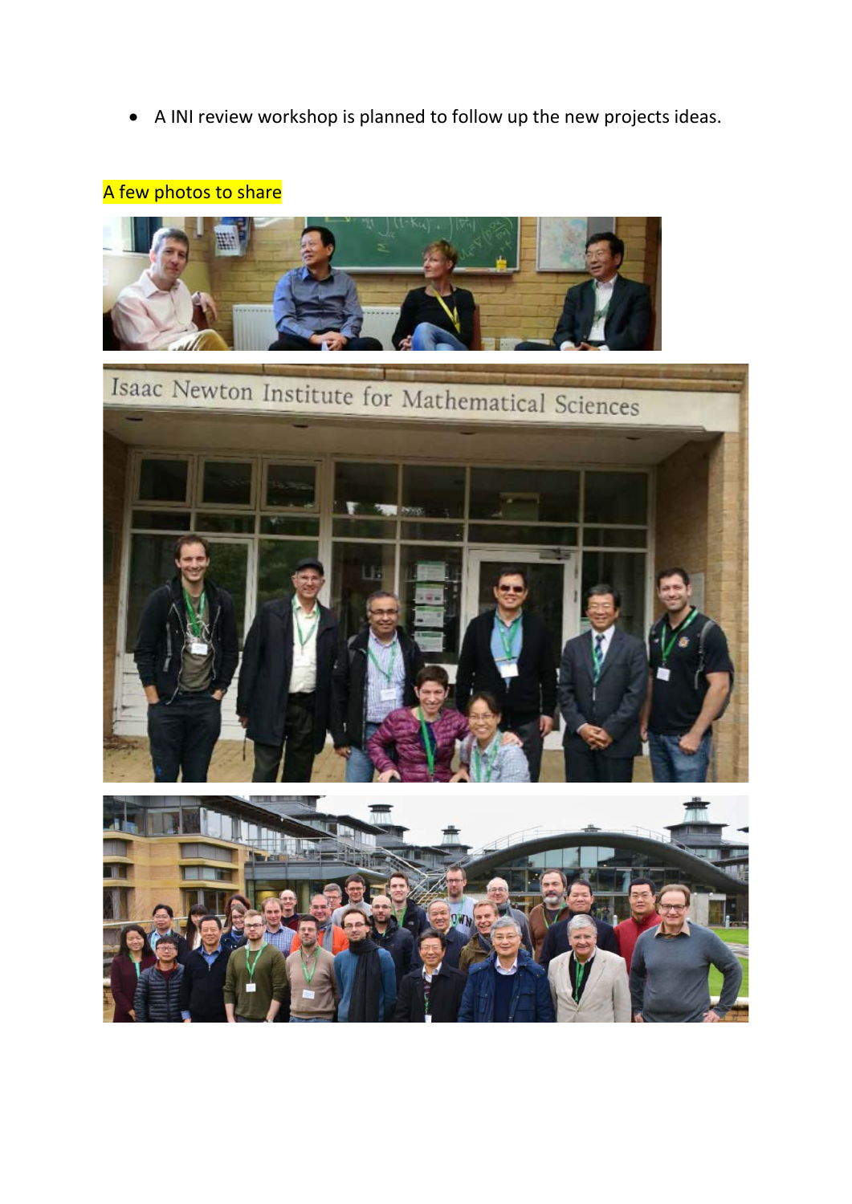- A INI review workshop is planned to follow up the new projects ideas.

A few photos to share